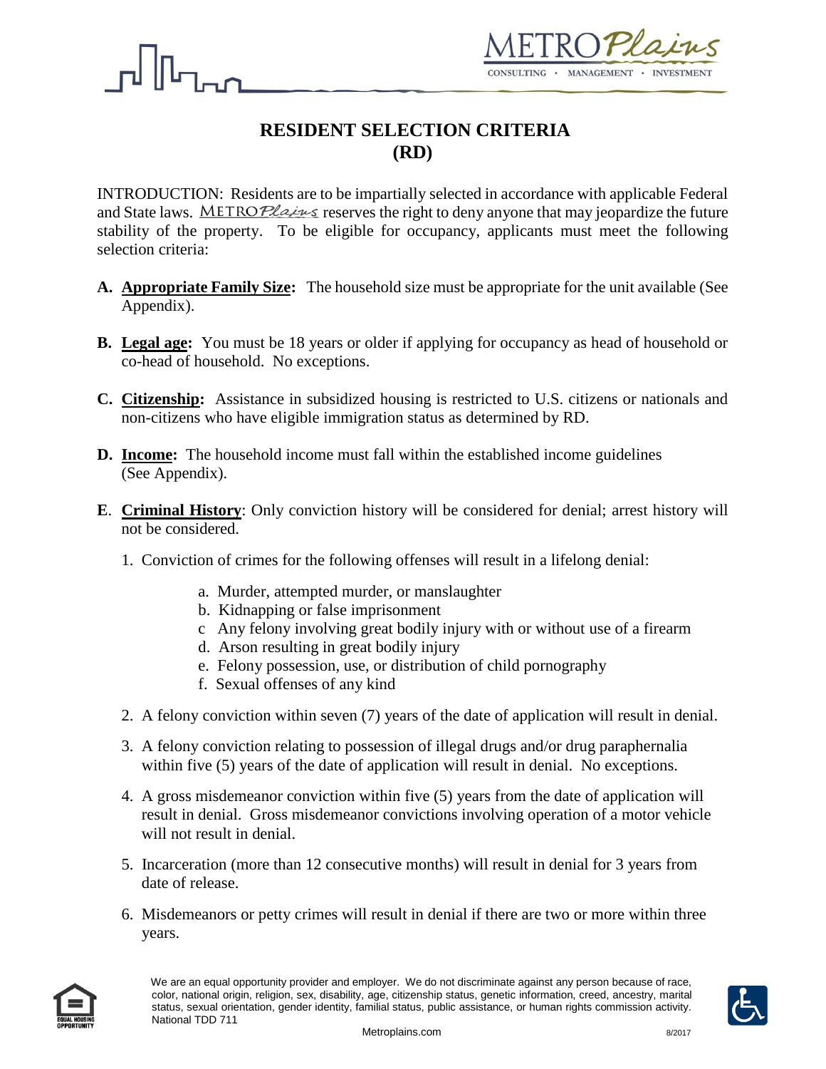METROPlains

CONSULTING • MANAGEMENT • INVESTMENT

# RESIDENT SELECTION CRITERIA (RD)

INTRODUCTION: Residents are to be impartially selected in accordance with applicable Federal and State laws. METROPlains reserves the right to deny anyone that may jeopardize the future stability of the property. To be eligible for occupancy, applicants must meet the following selection criteria:

**A. Appropriate Family Size:** The household size must be appropriate for the unit available (See Appendix).

**B. Legal age:** You must be 18 years or older if applying for occupancy as head of household or co-head of household. No exceptions.

**C. Citizenship:** Assistance in subsidized housing is restricted to U.S. citizens or nationals and non-citizens who have eligible immigration status as determined by RD.

**D. Income:** The household income must fall within the established income guidelines (See Appendix).

**E. Criminal History**: Only conviction history will be considered for denial; arrest history will not be considered.

1. Conviction of crimes for the following offenses will result in a lifelong denial:
   - a. Murder, attempted murder, or manslaughter
   - b. Kidnapping or false imprisonment
   - c Any felony involving great bodily injury with or without use of a firearm
   - d. Arson resulting in great bodily injury
   - e. Felony possession, use, or distribution of child pornography
   - f. Sexual offenses of any kind
2. A felony conviction within seven (7) years of the date of application will result in denial.
3. A felony conviction relating to possession of illegal drugs and/or drug paraphernalia within five (5) years of the date of application will result in denial. No exceptions.
4. A gross misdemeanor conviction within five (5) years from the date of application will result in denial. Gross misdemeanor convictions involving operation of a motor vehicle will not result in denial.
5. Incarceration (more than 12 consecutive months) will result in denial for 3 years from date of release.
6. Misdemeanors or petty crimes will result in denial if there are two or more within three years.

We are an equal opportunity provider and employer. We do not discriminate against any person because of race, color, national origin, religion, sex, disability, age, citizenship status, genetic information, creed, ancestry, marital status, sexual orientation, gender identity, familial status, public assistance, or human rights commission activity. National TDD 711

Metroplains.com

8/2017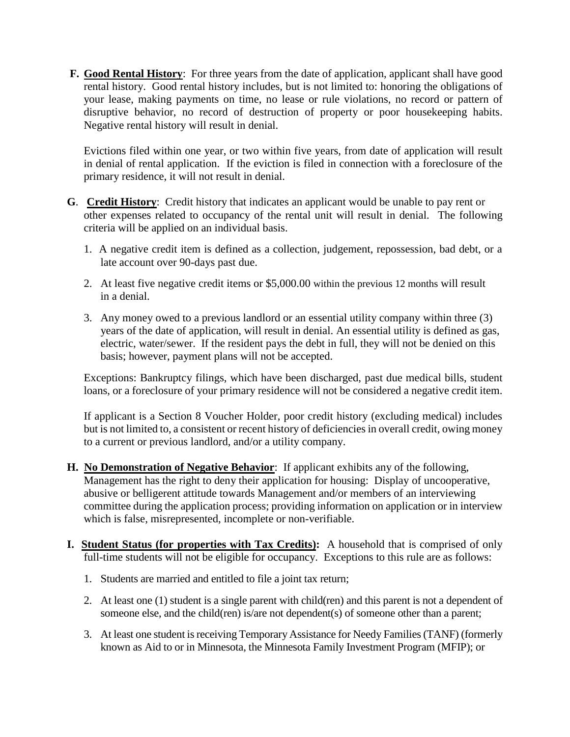**F. Good Rental History**: For three years from the date of application, applicant shall have good rental history. Good rental history includes, but is not limited to: honoring the obligations of your lease, making payments on time, no lease or rule violations, no record or pattern of disruptive behavior, no record of destruction of property or poor housekeeping habits. Negative rental history will result in denial.

Evictions filed within one year, or two within five years, from date of application will result in denial of rental application. If the eviction is filed in connection with a foreclosure of the primary residence, it will not result in denial.

**G. Credit History**: Credit history that indicates an applicant would be unable to pay rent or other expenses related to occupancy of the rental unit will result in denial. The following criteria will be applied on an individual basis.

1. A negative credit item is defined as a collection, judgement, repossession, bad debt, or a late account over 90-days past due.
2. At least five negative credit items or $5,000.00 within the previous 12 months will result in a denial.
3. Any money owed to a previous landlord or an essential utility company within three (3) years of the date of application, will result in denial. An essential utility is defined as gas, electric, water/sewer. If the resident pays the debt in full, they will not be denied on this basis; however, payment plans will not be accepted.

Exceptions: Bankruptcy filings, which have been discharged, past due medical bills, student loans, or a foreclosure of your primary residence will not be considered a negative credit item.

If applicant is a Section 8 Voucher Holder, poor credit history (excluding medical) includes but is not limited to, a consistent or recent history of deficiencies in overall credit, owing money to a current or previous landlord, and/or a utility company.

**H. No Demonstration of Negative Behavior**: If applicant exhibits any of the following, Management has the right to deny their application for housing: Display of uncooperative, abusive or belligerent attitude towards Management and/or members of an interviewing committee during the application process; providing information on application or in interview which is false, misrepresented, incomplete or non-verifiable.

**I. Student Status (for properties with Tax Credits):** A household that is comprised of only full-time students will not be eligible for occupancy. Exceptions to this rule are as follows:

1. Students are married and entitled to file a joint tax return;
2. At least one (1) student is a single parent with child(ren) and this parent is not a dependent of someone else, and the child(ren) is/are not dependent(s) of someone other than a parent;
3. At least one student is receiving Temporary Assistance for Needy Families (TANF) (formerly known as Aid to or in Minnesota, the Minnesota Family Investment Program (MFIP); or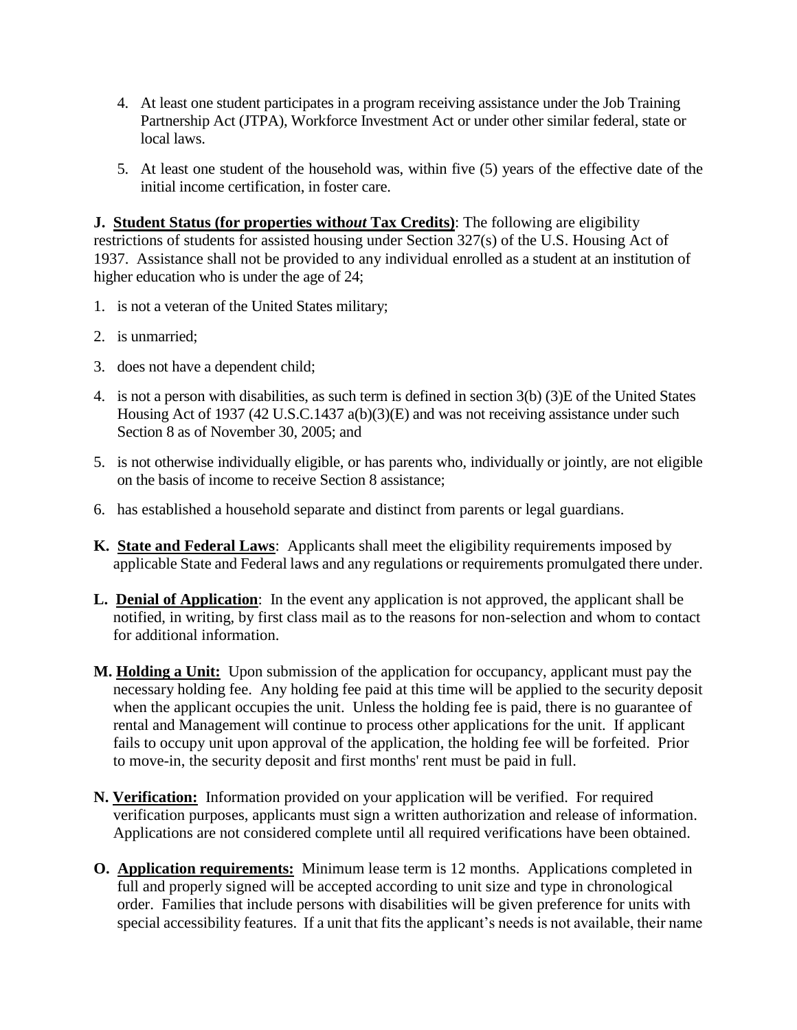4. At least one student participates in a program receiving assistance under the Job Training Partnership Act (JTPA), Workforce Investment Act or under other similar federal, state or local laws.

5. At least one student of the household was, within five (5) years of the effective date of the initial income certification, in foster care.

**J. Student Status (for properties with*out* Tax Credits)**: The following are eligibility restrictions of students for assisted housing under Section 327(s) of the U.S. Housing Act of 1937. Assistance shall not be provided to any individual enrolled as a student at an institution of higher education who is under the age of 24;

1. is not a veteran of the United States military;

2. is unmarried;

3. does not have a dependent child;

4. is not a person with disabilities, as such term is defined in section 3(b) (3)E of the United States Housing Act of 1937 (42 U.S.C.1437 a(b)(3)(E) and was not receiving assistance under such Section 8 as of November 30, 2005; and

5. is not otherwise individually eligible, or has parents who, individually or jointly, are not eligible on the basis of income to receive Section 8 assistance;

6. has established a household separate and distinct from parents or legal guardians.

**K. State and Federal Laws**: Applicants shall meet the eligibility requirements imposed by applicable State and Federal laws and any regulations or requirements promulgated there under.

**L. Denial of Application**: In the event any application is not approved, the applicant shall be notified, in writing, by first class mail as to the reasons for non-selection and whom to contact for additional information.

**M. Holding a Unit:** Upon submission of the application for occupancy, applicant must pay the necessary holding fee. Any holding fee paid at this time will be applied to the security deposit when the applicant occupies the unit. Unless the holding fee is paid, there is no guarantee of rental and Management will continue to process other applications for the unit. If applicant fails to occupy unit upon approval of the application, the holding fee will be forfeited. Prior to move-in, the security deposit and first months' rent must be paid in full.

**N. Verification:** Information provided on your application will be verified. For required verification purposes, applicants must sign a written authorization and release of information. Applications are not considered complete until all required verifications have been obtained.

**O. Application requirements:** Minimum lease term is 12 months. Applications completed in full and properly signed will be accepted according to unit size and type in chronological order. Families that include persons with disabilities will be given preference for units with special accessibility features. If a unit that fits the applicant's needs is not available, their name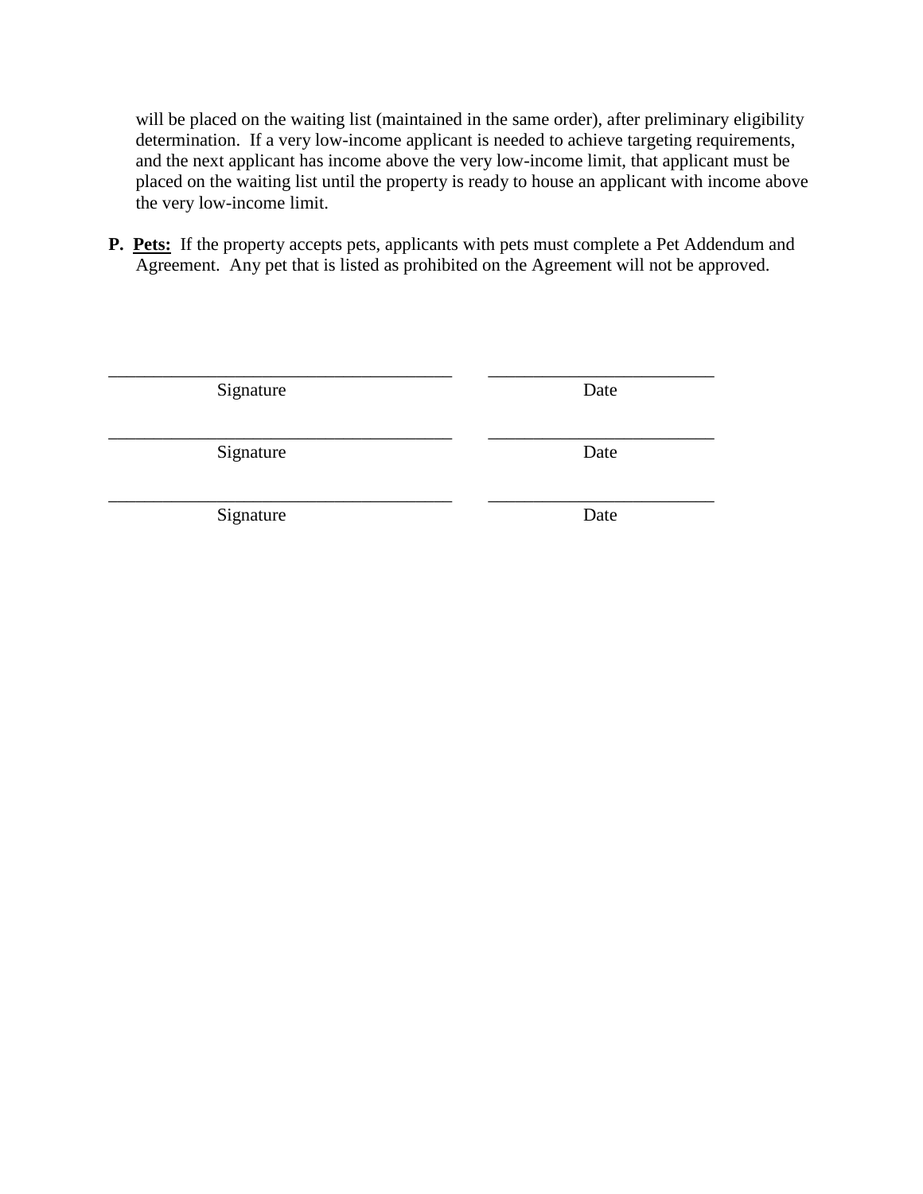will be placed on the waiting list (maintained in the same order), after preliminary eligibility determination. If a very low-income applicant is needed to achieve targeting requirements, and the next applicant has income above the very low-income limit, that applicant must be placed on the waiting list until the property is ready to house an applicant with income above the very low-income limit.

**P. Pets:** If the property accepts pets, applicants with pets must complete a Pet Addendum and Agreement. Any pet that is listed as prohibited on the Agreement will not be approved.

| | |
|---|---|
| ________________________________________ | __________________________ |
| Signature | Date |
| ________________________________________ | __________________________ |
| Signature | Date |
| ________________________________________ | __________________________ |
| Signature | Date |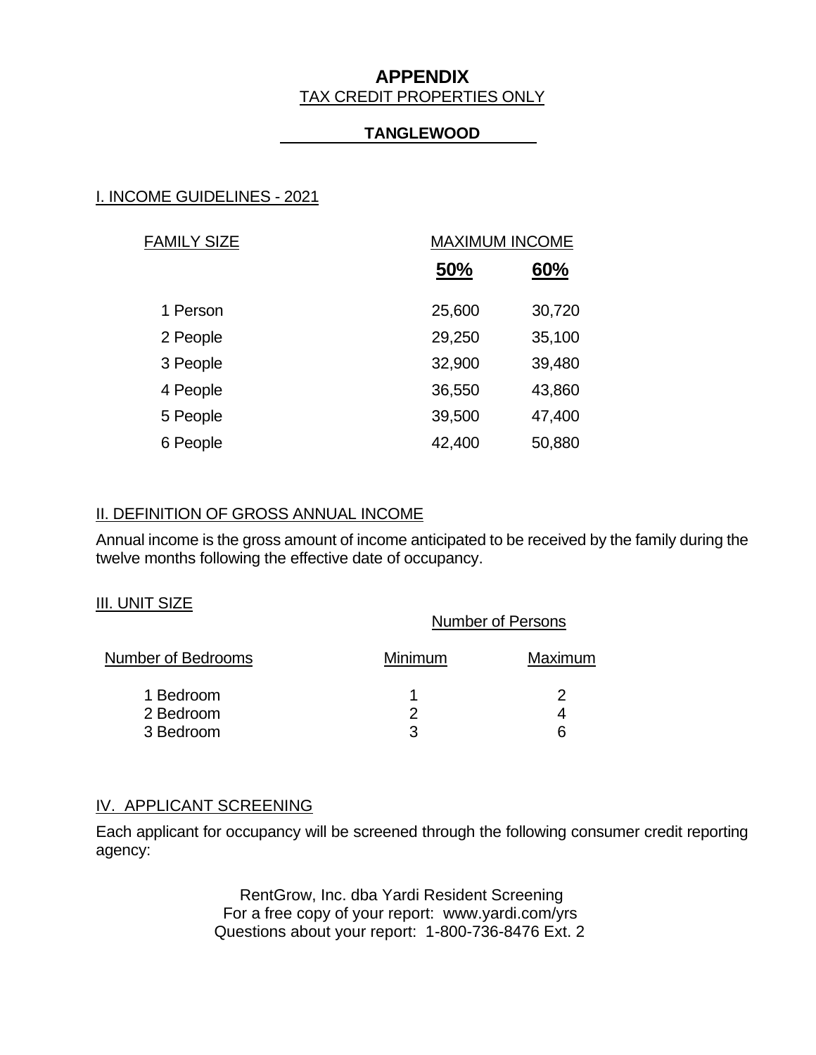# APPENDIX

TAX CREDIT PROPERTIES ONLY

**TANGLEWOOD**

## I. INCOME GUIDELINES - 2021

| FAMILY SIZE | MAXIMUM INCOME | |
|---|---|---|
| | **50%** | **60%** |
| 1 Person | 25,600 | 30,720 |
| 2 People | 29,250 | 35,100 |
| 3 People | 32,900 | 39,480 |
| 4 People | 36,550 | 43,860 |
| 5 People | 39,500 | 47,400 |
| 6 People | 42,400 | 50,880 |

## II. DEFINITION OF GROSS ANNUAL INCOME

Annual income is the gross amount of income anticipated to be received by the family during the twelve months following the effective date of occupancy.

## III. UNIT SIZE

| | Number of Persons | |
|---|---|---|
| Number of Bedrooms | Minimum | Maximum |
| 1 Bedroom | 1 | 2 |
| 2 Bedroom | 2 | 4 |
| 3 Bedroom | 3 | 6 |

## IV. APPLICANT SCREENING

Each applicant for occupancy will be screened through the following consumer credit reporting agency:

RentGrow, Inc. dba Yardi Resident Screening
For a free copy of your report: www.yardi.com/yrs
Questions about your report: 1-800-736-8476 Ext. 2